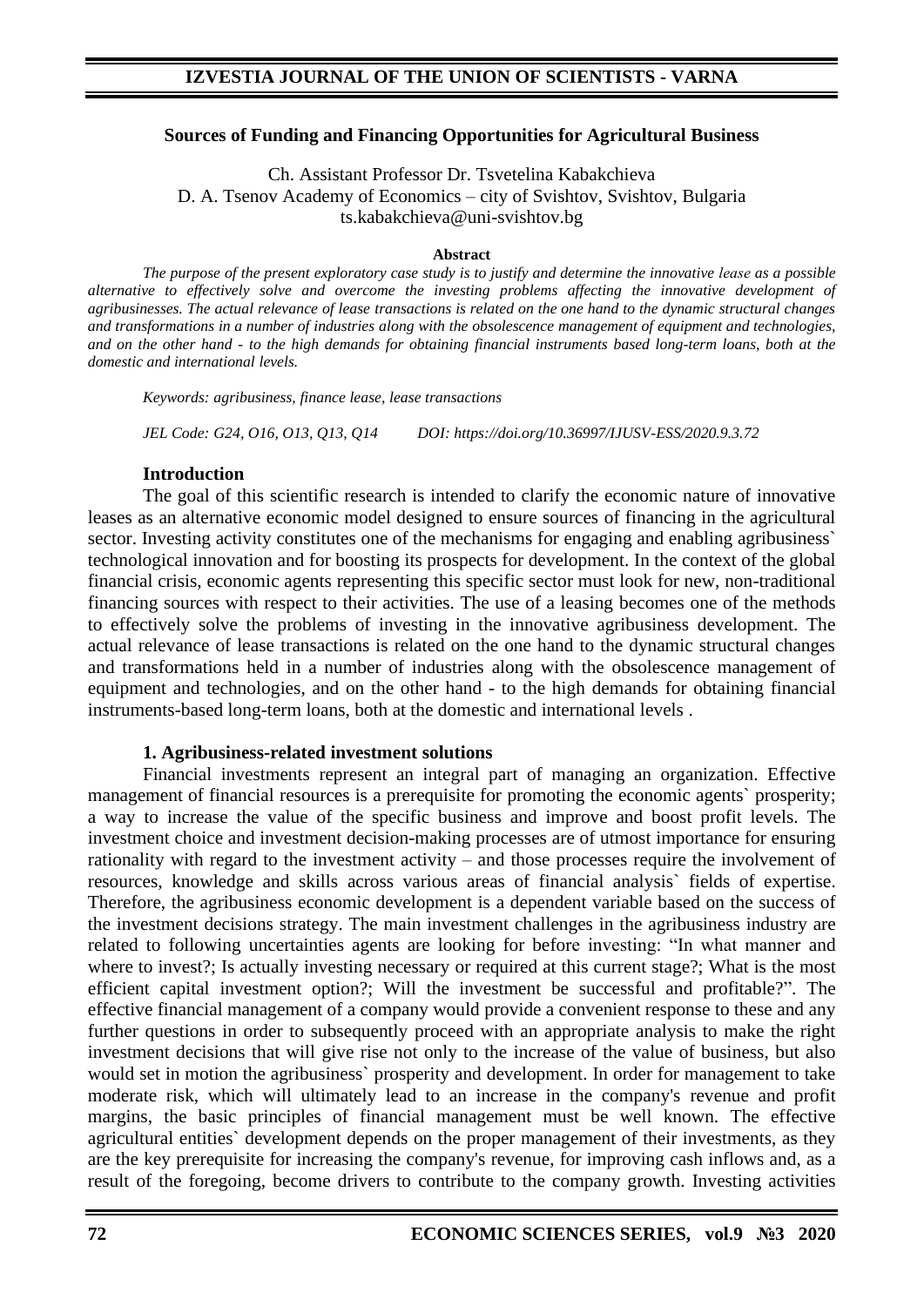## Sources of Funding and Financing Opportunities for Agricultural Business

Ch. Assistant Professor Dr. Tsvetelina Kabakchieva
D. A. Tsenov Academy of Economics – city of Svishtov, Svishtov, Bulgaria
ts.kabakchieva@uni-svishtov.bg

**Abstract**

*The purpose of the present exploratory case study is to justify and determine the innovative lease as a possible alternative to effectively solve and overcome the investing problems affecting the innovative development of agribusinesses. The actual relevance of lease transactions is related on the one hand to the dynamic structural changes and transformations in a number of industries along with the obsolescence management of equipment and technologies, and on the other hand - to the high demands for obtaining financial instruments based long-term loans, both at the domestic and international levels.*

*Keywords: agribusiness, finance lease, lease transactions*

*JEL Code: G24, O16, O13, Q13, Q14 DOI: https://doi.org/10.36997/IJUSV-ESS/2020.9.3.72*

### Introduction

The goal of this scientific research is intended to clarify the economic nature of innovative leases as an alternative economic model designed to ensure sources of financing in the agricultural sector. Investing activity constitutes one of the mechanisms for engaging and enabling agribusiness` technological innovation and for boosting its prospects for development. In the context of the global financial crisis, economic agents representing this specific sector must look for new, non-traditional financing sources with respect to their activities. The use of a leasing becomes one of the methods to effectively solve the problems of investing in the innovative agribusiness development. The actual relevance of lease transactions is related on the one hand to the dynamic structural changes and transformations held in a number of industries along with the obsolescence management of equipment and technologies, and on the other hand - to the high demands for obtaining financial instruments-based long-term loans, both at the domestic and international levels .

### 1. Agribusiness-related investment solutions

Financial investments represent an integral part of managing an organization. Effective management of financial resources is a prerequisite for promoting the economic agents` prosperity; a way to increase the value of the specific business and improve and boost profit levels. The investment choice and investment decision-making processes are of utmost importance for ensuring rationality with regard to the investment activity – and those processes require the involvement of resources, knowledge and skills across various areas of financial analysis` fields of expertise. Therefore, the agribusiness economic development is a dependent variable based on the success of the investment decisions strategy. The main investment challenges in the agribusiness industry are related to following uncertainties agents are looking for before investing: "In what manner and where to invest?; Is actually investing necessary or required at this current stage?; What is the most efficient capital investment option?; Will the investment be successful and profitable?". The effective financial management of a company would provide a convenient response to these and any further questions in order to subsequently proceed with an appropriate analysis to make the right investment decisions that will give rise not only to the increase of the value of business, but also would set in motion the agribusiness` prosperity and development. In order for management to take moderate risk, which will ultimately lead to an increase in the company's revenue and profit margins, the basic principles of financial management must be well known. The effective agricultural entities` development depends on the proper management of their investments, as they are the key prerequisite for increasing the company's revenue, for improving cash inflows and, as a result of the foregoing, become drivers to contribute to the company growth. Investing activities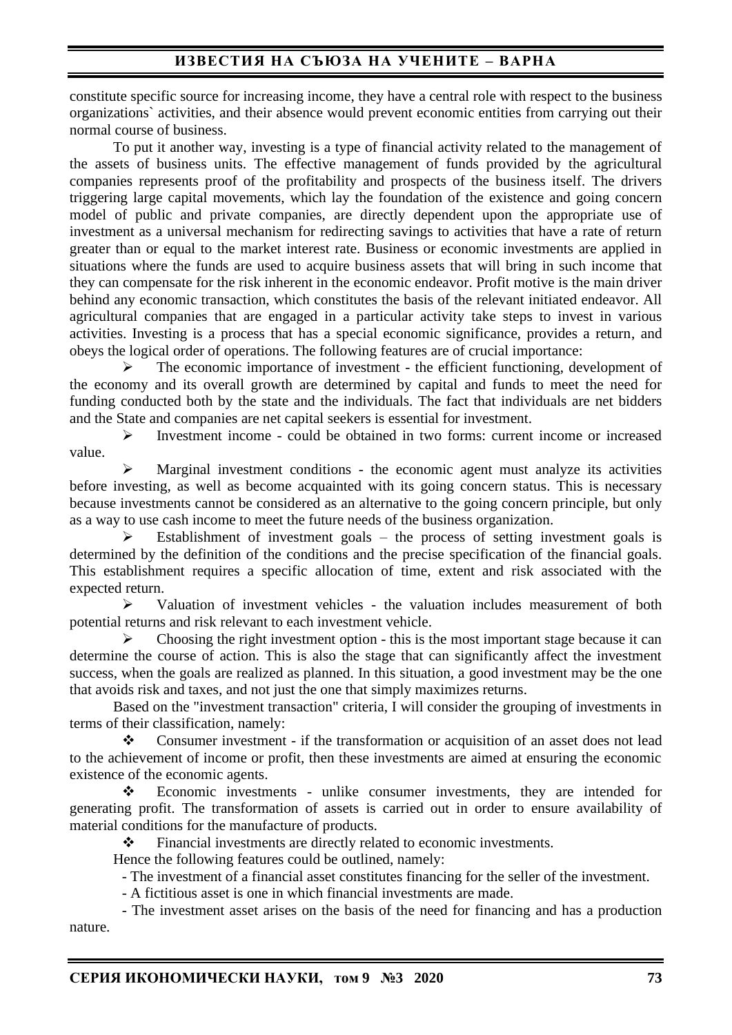constitute specific source for increasing income, they have a central role with respect to the business organizations` activities, and their absence would prevent economic entities from carrying out their normal course of business.

To put it another way, investing is a type of financial activity related to the management of the assets of business units. The effective management of funds provided by the agricultural companies represents proof of the profitability and prospects of the business itself. The drivers triggering large capital movements, which lay the foundation of the existence and going concern model of public and private companies, are directly dependent upon the appropriate use of investment as a universal mechanism for redirecting savings to activities that have a rate of return greater than or equal to the market interest rate. Business or economic investments are applied in situations where the funds are used to acquire business assets that will bring in such income that they can compensate for the risk inherent in the economic endeavor. Profit motive is the main driver behind any economic transaction, which constitutes the basis of the relevant initiated endeavor. All agricultural companies that are engaged in a particular activity take steps to invest in various activities. Investing is a process that has a special economic significance, provides a return, and obeys the logical order of operations. The following features are of crucial importance:

- The economic importance of investment - the efficient functioning, development of the economy and its overall growth are determined by capital and funds to meet the need for funding conducted both by the state and the individuals. The fact that individuals are net bidders and the State and companies are net capital seekers is essential for investment.
- Investment income - could be obtained in two forms: current income or increased value.
- Marginal investment conditions - the economic agent must analyze its activities before investing, as well as become acquainted with its going concern status. This is necessary because investments cannot be considered as an alternative to the going concern principle, but only as a way to use cash income to meet the future needs of the business organization.
- Establishment of investment goals – the process of setting investment goals is determined by the definition of the conditions and the precise specification of the financial goals. This establishment requires a specific allocation of time, extent and risk associated with the expected return.
- Valuation of investment vehicles - the valuation includes measurement of both potential returns and risk relevant to each investment vehicle.
- Choosing the right investment option - this is the most important stage because it can determine the course of action. This is also the stage that can significantly affect the investment success, when the goals are realized as planned. In this situation, a good investment may be the one that avoids risk and taxes, and not just the one that simply maximizes returns.

Based on the "investment transaction" criteria, I will consider the grouping of investments in terms of their classification, namely:

- Consumer investment - if the transformation or acquisition of an asset does not lead to the achievement of income or profit, then these investments are aimed at ensuring the economic existence of the economic agents.
- Economic investments - unlike consumer investments, they are intended for generating profit. The transformation of assets is carried out in order to ensure availability of material conditions for the manufacture of products.
- Financial investments are directly related to economic investments.

Hence the following features could be outlined, namely:

- The investment of a financial asset constitutes financing for the seller of the investment.
- A fictitious asset is one in which financial investments are made.
- The investment asset arises on the basis of the need for financing and has a production nature.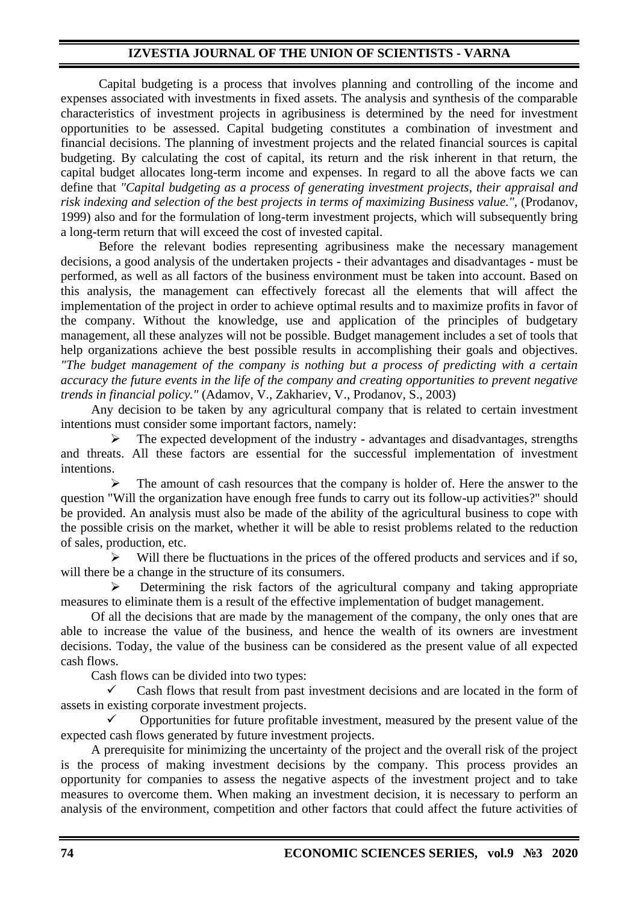Capital budgeting is a process that involves planning and controlling of the income and expenses associated with investments in fixed assets. The analysis and synthesis of the comparable characteristics of investment projects in agribusiness is determined by the need for investment opportunities to be assessed. Capital budgeting constitutes a combination of investment and financial decisions. The planning of investment projects and the related financial sources is capital budgeting. By calculating the cost of capital, its return and the risk inherent in that return, the capital budget allocates long-term income and expenses. In regard to all the above facts we can define that *"Capital budgeting as a process of generating investment projects, their appraisal and risk indexing and selection of the best projects in terms of maximizing Business value."*, (Prodanov, 1999) also and for the formulation of long-term investment projects, which will subsequently bring a long-term return that will exceed the cost of invested capital.

Before the relevant bodies representing agribusiness make the necessary management decisions, a good analysis of the undertaken projects - their advantages and disadvantages - must be performed, as well as all factors of the business environment must be taken into account. Based on this analysis, the management can effectively forecast all the elements that will affect the implementation of the project in order to achieve optimal results and to maximize profits in favor of the company. Without the knowledge, use and application of the principles of budgetary management, all these analyzes will not be possible. Budget management includes a set of tools that help organizations achieve the best possible results in accomplishing their goals and objectives. *"The budget management of the company is nothing but a process of predicting with a certain accuracy the future events in the life of the company and creating opportunities to prevent negative trends in financial policy."* (Adamov, V., Zakhariev, V., Prodanov, S., 2003)

Any decision to be taken by any agricultural company that is related to certain investment intentions must consider some important factors, namely:

- The expected development of the industry - advantages and disadvantages, strengths and threats. All these factors are essential for the successful implementation of investment intentions.
- The amount of cash resources that the company is holder of. Here the answer to the question "Will the organization have enough free funds to carry out its follow-up activities?" should be provided. An analysis must also be made of the ability of the agricultural business to cope with the possible crisis on the market, whether it will be able to resist problems related to the reduction of sales, production, etc.
- Will there be fluctuations in the prices of the offered products and services and if so, will there be a change in the structure of its consumers.
- Determining the risk factors of the agricultural company and taking appropriate measures to eliminate them is a result of the effective implementation of budget management.

Of all the decisions that are made by the management of the company, the only ones that are able to increase the value of the business, and hence the wealth of its owners are investment decisions. Today, the value of the business can be considered as the present value of all expected cash flows.

Cash flows can be divided into two types:

- ✓ Cash flows that result from past investment decisions and are located in the form of assets in existing corporate investment projects.
- ✓ Opportunities for future profitable investment, measured by the present value of the expected cash flows generated by future investment projects.

A prerequisite for minimizing the uncertainty of the project and the overall risk of the project is the process of making investment decisions by the company. This process provides an opportunity for companies to assess the negative aspects of the investment project and to take measures to overcome them. When making an investment decision, it is necessary to perform an analysis of the environment, competition and other factors that could affect the future activities of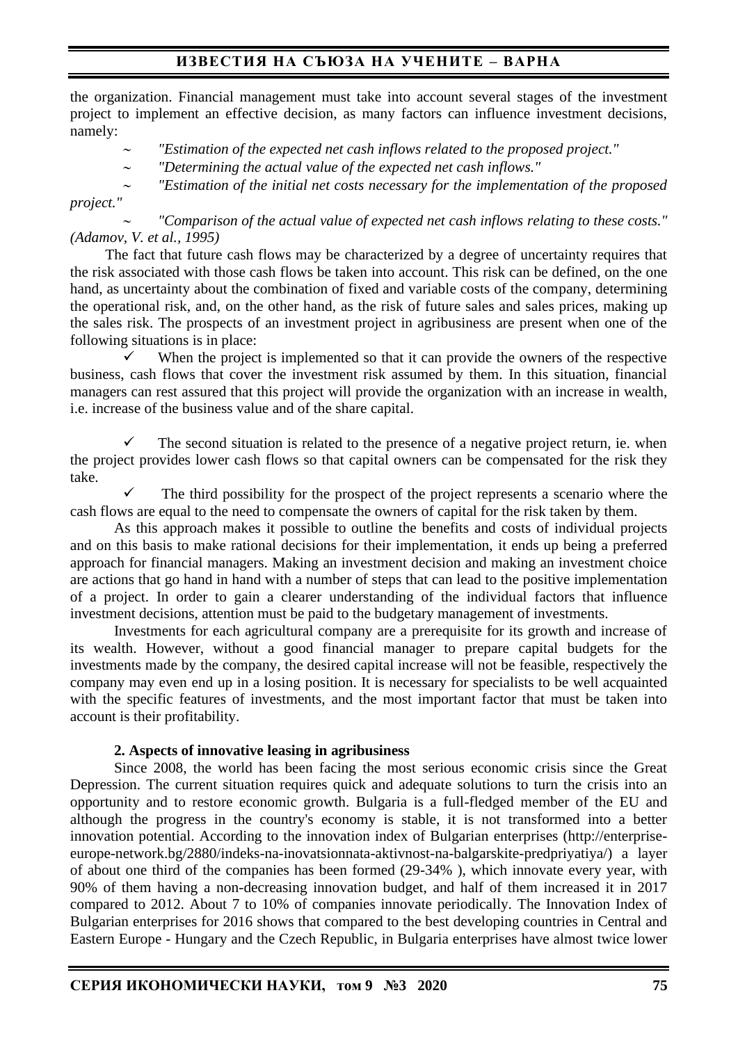the organization. Financial management must take into account several stages of the investment project to implement an effective decision, as many factors can influence investment decisions, namely:

~ *"Estimation of the expected net cash inflows related to the proposed project."*

~ *"Determining the actual value of the expected net cash inflows."*

~ *"Estimation of the initial net costs necessary for the implementation of the proposed project."*

~ *"Comparison of the actual value of expected net cash inflows relating to these costs." (Adamov, V. et al., 1995)*

The fact that future cash flows may be characterized by a degree of uncertainty requires that the risk associated with those cash flows be taken into account. This risk can be defined, on the one hand, as uncertainty about the combination of fixed and variable costs of the company, determining the operational risk, and, on the other hand, as the risk of future sales and sales prices, making up the sales risk. The prospects of an investment project in agribusiness are present when one of the following situations is in place:

- ✓ When the project is implemented so that it can provide the owners of the respective business, cash flows that cover the investment risk assumed by them. In this situation, financial managers can rest assured that this project will provide the organization with an increase in wealth, i.e. increase of the business value and of the share capital.

- ✓ The second situation is related to the presence of a negative project return, ie. when the project provides lower cash flows so that capital owners can be compensated for the risk they take.

- ✓ The third possibility for the prospect of the project represents a scenario where the cash flows are equal to the need to compensate the owners of capital for the risk taken by them.

As this approach makes it possible to outline the benefits and costs of individual projects and on this basis to make rational decisions for their implementation, it ends up being a preferred approach for financial managers. Making an investment decision and making an investment choice are actions that go hand in hand with a number of steps that can lead to the positive implementation of a project. In order to gain a clearer understanding of the individual factors that influence investment decisions, attention must be paid to the budgetary management of investments.

Investments for each agricultural company are a prerequisite for its growth and increase of its wealth. However, without a good financial manager to prepare capital budgets for the investments made by the company, the desired capital increase will not be feasible, respectively the company may even end up in a losing position. It is necessary for specialists to be well acquainted with the specific features of investments, and the most important factor that must be taken into account is their profitability.

## 2. Aspects of innovative leasing in agribusiness

Since 2008, the world has been facing the most serious economic crisis since the Great Depression. The current situation requires quick and adequate solutions to turn the crisis into an opportunity and to restore economic growth. Bulgaria is a full-fledged member of the EU and although the progress in the country's economy is stable, it is not transformed into a better innovation potential. According to the innovation index of Bulgarian enterprises (http://enterprise-europe-network.bg/2880/indeks-na-inovatsionnata-aktivnost-na-balgarskite-predpriyatiya/) a layer of about one third of the companies has been formed (29-34% ), which innovate every year, with 90% of them having a non-decreasing innovation budget, and half of them increased it in 2017 compared to 2012. About 7 to 10% of companies innovate periodically. The Innovation Index of Bulgarian enterprises for 2016 shows that compared to the best developing countries in Central and Eastern Europe - Hungary and the Czech Republic, in Bulgaria enterprises have almost twice lower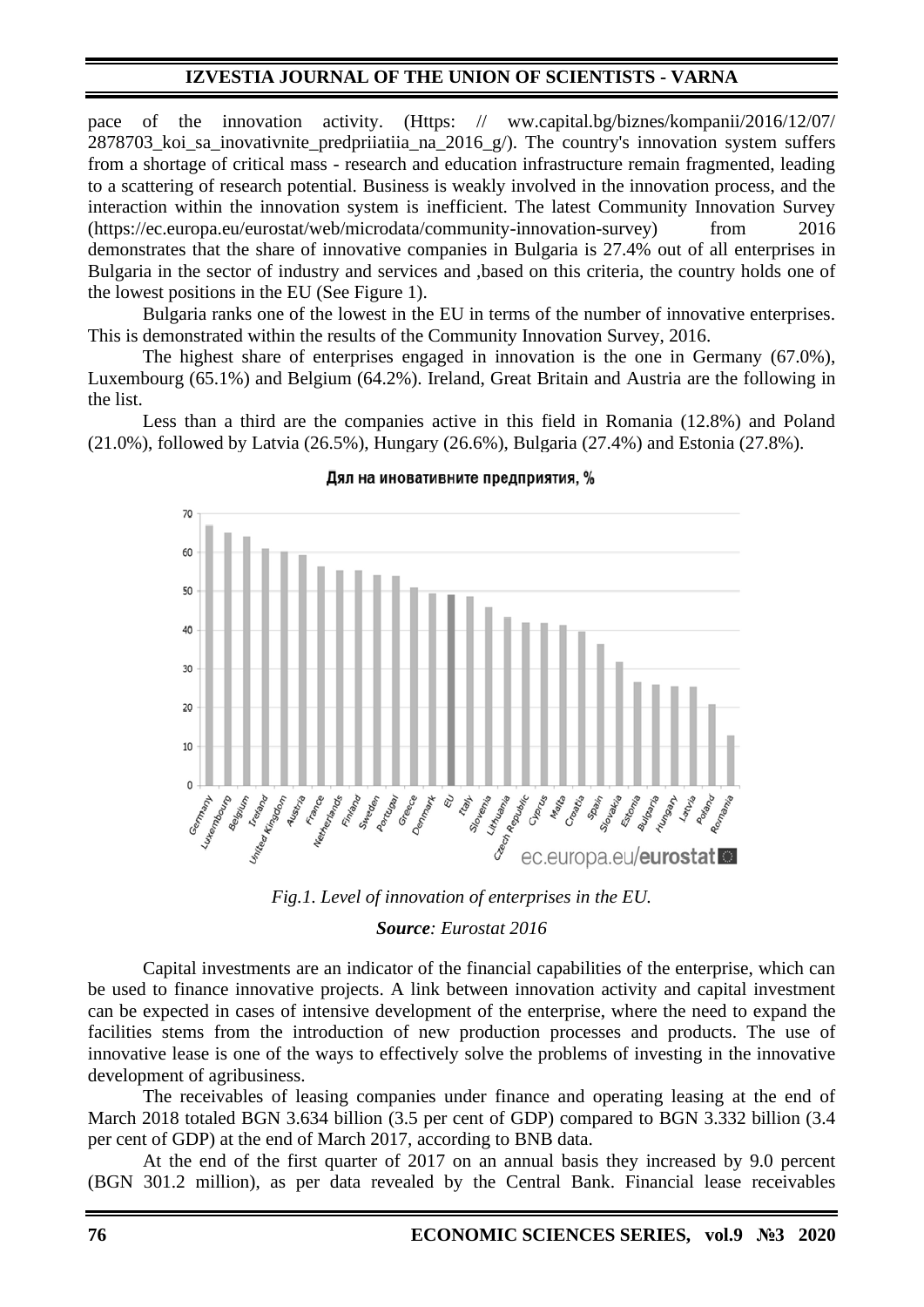pace of the innovation activity. (Https: // ww.capital.bg/biznes/kompanii/2016/12/07/2878703_koi_sa_inovativnite_predpriiatiia_na_2016_g/). The country's innovation system suffers from a shortage of critical mass - research and education infrastructure remain fragmented, leading to a scattering of research potential. Business is weakly involved in the innovation process, and the interaction within the innovation system is inefficient. The latest Community Innovation Survey (https://ec.europa.eu/eurostat/web/microdata/community-innovation-survey) from 2016 demonstrates that the share of innovative companies in Bulgaria is 27.4% out of all enterprises in Bulgaria in the sector of industry and services and ,based on this criteria, the country holds one of the lowest positions in the EU (See Figure 1).

Bulgaria ranks one of the lowest in the EU in terms of the number of innovative enterprises. This is demonstrated within the results of the Community Innovation Survey, 2016.

The highest share of enterprises engaged in innovation is the one in Germany (67.0%), Luxembourg (65.1%) and Belgium (64.2%). Ireland, Great Britain and Austria are the following in the list.

Less than a third are the companies active in this field in Romania (12.8%) and Poland (21.0%), followed by Latvia (26.5%), Hungary (26.6%), Bulgaria (27.4%) and Estonia (27.8%).

*Fig.1. Level of innovation of enterprises in the EU.*

***Source**: Eurostat 2016*

Capital investments are an indicator of the financial capabilities of the enterprise, which can be used to finance innovative projects. A link between innovation activity and capital investment can be expected in cases of intensive development of the enterprise, where the need to expand the facilities stems from the introduction of new production processes and products. The use of innovative lease is one of the ways to effectively solve the problems of investing in the innovative development of agribusiness.

The receivables of leasing companies under finance and operating leasing at the end of March 2018 totaled BGN 3.634 billion (3.5 per cent of GDP) compared to BGN 3.332 billion (3.4 per cent of GDP) at the end of March 2017, according to BNB data.

At the end of the first quarter of 2017 on an annual basis they increased by 9.0 percent (BGN 301.2 million), as per data revealed by the Central Bank. Financial lease receivables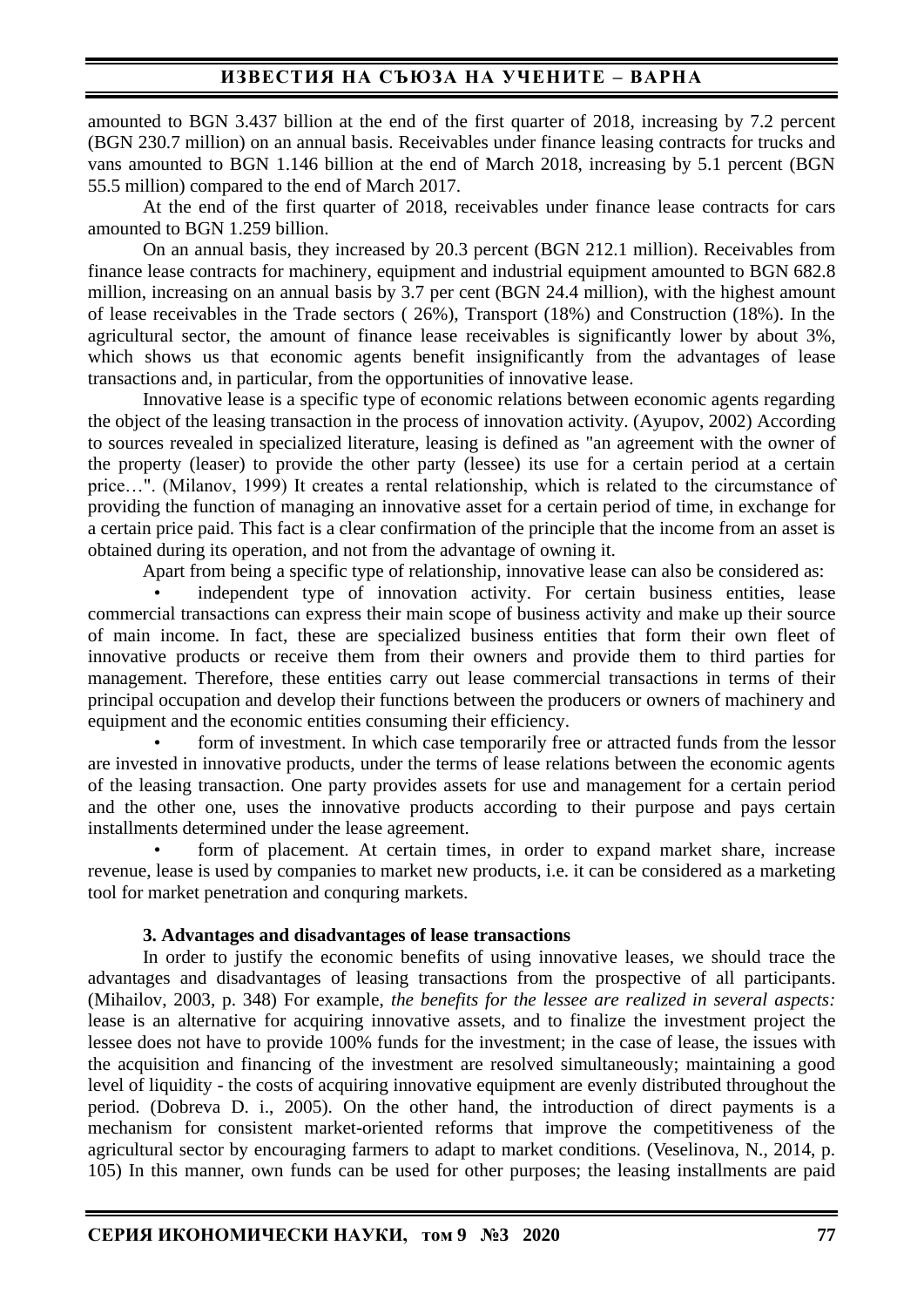amounted to BGN 3.437 billion at the end of the first quarter of 2018, increasing by 7.2 percent (BGN 230.7 million) on an annual basis. Receivables under finance leasing contracts for trucks and vans amounted to BGN 1.146 billion at the end of March 2018, increasing by 5.1 percent (BGN 55.5 million) compared to the end of March 2017.

At the end of the first quarter of 2018, receivables under finance lease contracts for cars amounted to BGN 1.259 billion.

On an annual basis, they increased by 20.3 percent (BGN 212.1 million). Receivables from finance lease contracts for machinery, equipment and industrial equipment amounted to BGN 682.8 million, increasing on an annual basis by 3.7 per cent (BGN 24.4 million), with the highest amount of lease receivables in the Trade sectors ( 26%), Transport (18%) and Construction (18%). In the agricultural sector, the amount of finance lease receivables is significantly lower by about 3%, which shows us that economic agents benefit insignificantly from the advantages of lease transactions and, in particular, from the opportunities of innovative lease.

Innovative lease is a specific type of economic relations between economic agents regarding the object of the leasing transaction in the process of innovation activity. (Ayupov, 2002) According to sources revealed in specialized literature, leasing is defined as "an agreement with the owner of the property (leaser) to provide the other party (lessee) its use for a certain period at a certain price…". (Milanov, 1999) It creates a rental relationship, which is related to the circumstance of providing the function of managing an innovative asset for a certain period of time, in exchange for a certain price paid. This fact is a clear confirmation of the principle that the income from an asset is obtained during its operation, and not from the advantage of owning it.

Apart from being a specific type of relationship, innovative lease can also be considered as:

- independent type of innovation activity. For certain business entities, lease commercial transactions can express their main scope of business activity and make up their source of main income. In fact, these are specialized business entities that form their own fleet of innovative products or receive them from their owners and provide them to third parties for management. Therefore, these entities carry out lease commercial transactions in terms of their principal occupation and develop their functions between the producers or owners of machinery and equipment and the economic entities consuming their efficiency.
- form of investment. In which case temporarily free or attracted funds from the lessor are invested in innovative products, under the terms of lease relations between the economic agents of the leasing transaction. One party provides assets for use and management for a certain period and the other one, uses the innovative products according to their purpose and pays certain installments determined under the lease agreement.
- form of placement. At certain times, in order to expand market share, increase revenue, lease is used by companies to market new products, i.e. it can be considered as a marketing tool for market penetration and conquring markets.

### 3. Advantages and disadvantages of lease transactions

In order to justify the economic benefits of using innovative leases, we should trace the advantages and disadvantages of leasing transactions from the prospective of all participants. (Mihailov, 2003, p. 348) For example, *the benefits for the lessee are realized in several aspects:* lease is an alternative for acquiring innovative assets, and to finalize the investment project the lessee does not have to provide 100% funds for the investment; in the case of lease, the issues with the acquisition and financing of the investment are resolved simultaneously; maintaining a good level of liquidity - the costs of acquiring innovative equipment are evenly distributed throughout the period. (Dobreva D. i., 2005). On the other hand, the introduction of direct payments is a mechanism for consistent market-oriented reforms that improve the competitiveness of the agricultural sector by encouraging farmers to adapt to market conditions. (Veselinova, N., 2014, p. 105) In this manner, own funds can be used for other purposes; the leasing installments are paid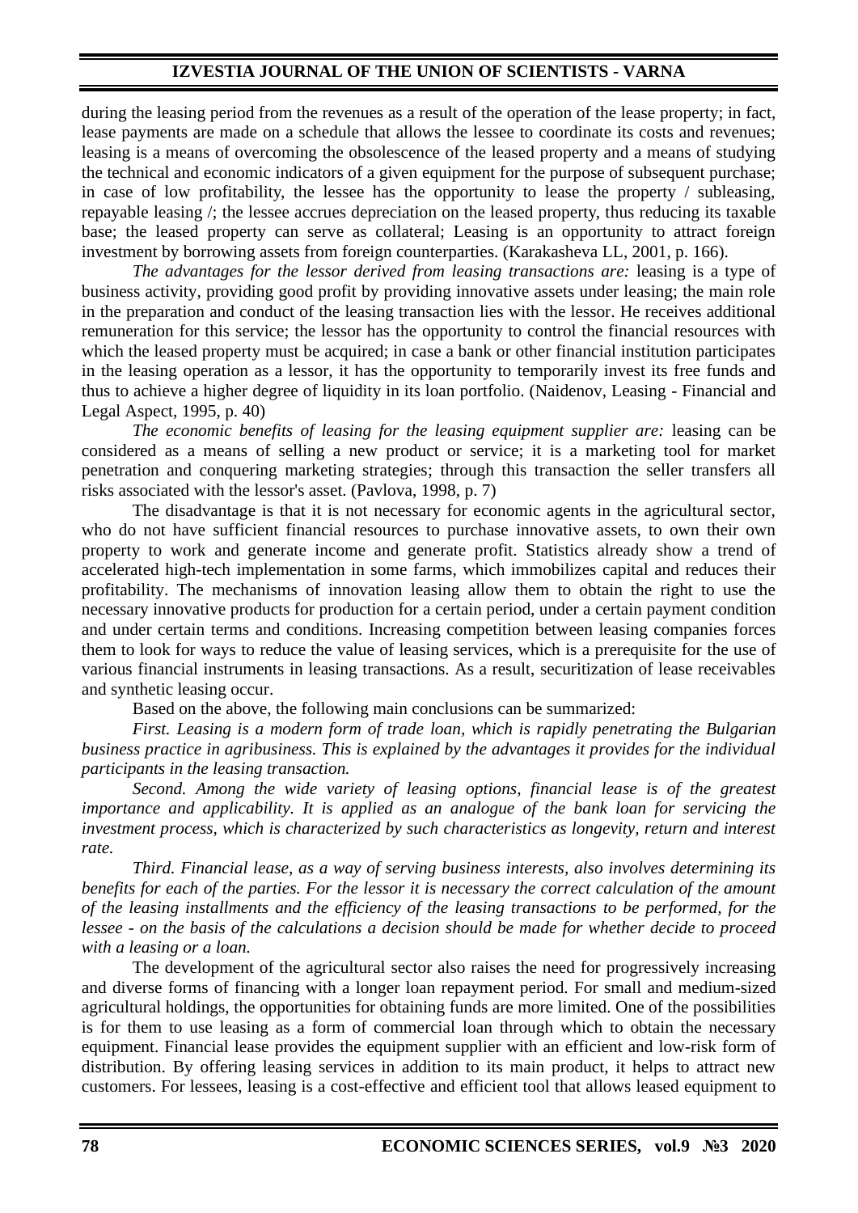during the leasing period from the revenues as a result of the operation of the lease property; in fact, lease payments are made on a schedule that allows the lessee to coordinate its costs and revenues; leasing is a means of overcoming the obsolescence of the leased property and a means of studying the technical and economic indicators of a given equipment for the purpose of subsequent purchase; in case of low profitability, the lessee has the opportunity to lease the property / subleasing, repayable leasing /; the lessee accrues depreciation on the leased property, thus reducing its taxable base; the leased property can serve as collateral; Leasing is an opportunity to attract foreign investment by borrowing assets from foreign counterparties. (Karakasheva LL, 2001, p. 166).

*The advantages for the lessor derived from leasing transactions are:* leasing is a type of business activity, providing good profit by providing innovative assets under leasing; the main role in the preparation and conduct of the leasing transaction lies with the lessor. He receives additional remuneration for this service; the lessor has the opportunity to control the financial resources with which the leased property must be acquired; in case a bank or other financial institution participates in the leasing operation as a lessor, it has the opportunity to temporarily invest its free funds and thus to achieve a higher degree of liquidity in its loan portfolio. (Naidenov, Leasing - Financial and Legal Aspect, 1995, p. 40)

*The economic benefits of leasing for the leasing equipment supplier are:* leasing can be considered as a means of selling a new product or service; it is a marketing tool for market penetration and conquering marketing strategies; through this transaction the seller transfers all risks associated with the lessor's asset. (Pavlova, 1998, p. 7)

The disadvantage is that it is not necessary for economic agents in the agricultural sector, who do not have sufficient financial resources to purchase innovative assets, to own their own property to work and generate income and generate profit. Statistics already show a trend of accelerated high-tech implementation in some farms, which immobilizes capital and reduces their profitability. The mechanisms of innovation leasing allow them to obtain the right to use the necessary innovative products for production for a certain period, under a certain payment condition and under certain terms and conditions. Increasing competition between leasing companies forces them to look for ways to reduce the value of leasing services, which is a prerequisite for the use of various financial instruments in leasing transactions. As a result, securitization of lease receivables and synthetic leasing occur.

Based on the above, the following main conclusions can be summarized:

*First. Leasing is a modern form of trade loan, which is rapidly penetrating the Bulgarian business practice in agribusiness. This is explained by the advantages it provides for the individual participants in the leasing transaction.*

*Second. Among the wide variety of leasing options, financial lease is of the greatest importance and applicability. It is applied as an analogue of the bank loan for servicing the investment process, which is characterized by such characteristics as longevity, return and interest rate.*

*Third. Financial lease, as a way of serving business interests, also involves determining its benefits for each of the parties. For the lessor it is necessary the correct calculation of the amount of the leasing installments and the efficiency of the leasing transactions to be performed, for the lessee - on the basis of the calculations a decision should be made for whether decide to proceed with a leasing or a loan.*

The development of the agricultural sector also raises the need for progressively increasing and diverse forms of financing with a longer loan repayment period. For small and medium-sized agricultural holdings, the opportunities for obtaining funds are more limited. One of the possibilities is for them to use leasing as a form of commercial loan through which to obtain the necessary equipment. Financial lease provides the equipment supplier with an efficient and low-risk form of distribution. By offering leasing services in addition to its main product, it helps to attract new customers. For lessees, leasing is a cost-effective and efficient tool that allows leased equipment to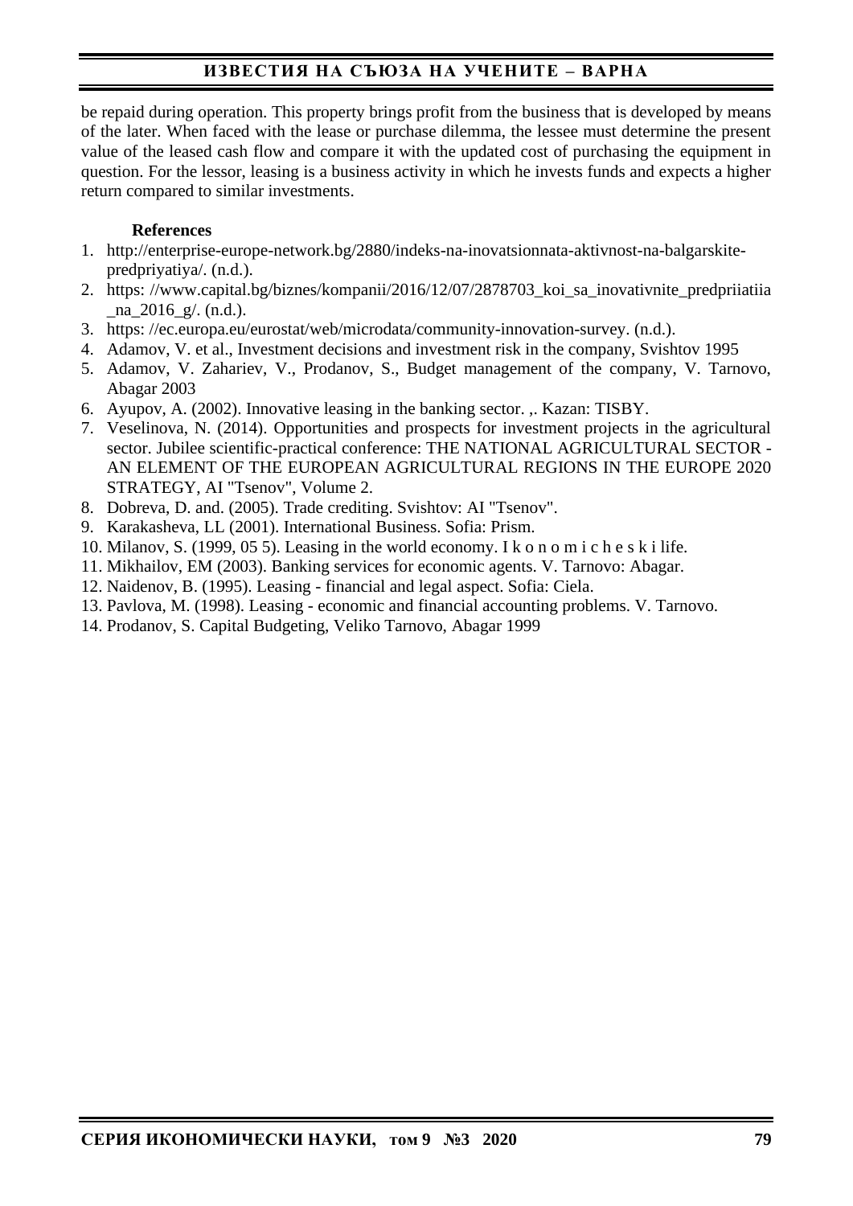be repaid during operation. This property brings profit from the business that is developed by means of the later. When faced with the lease or purchase dilemma, the lessee must determine the present value of the leased cash flow and compare it with the updated cost of purchasing the equipment in question. For the lessor, leasing is a business activity in which he invests funds and expects a higher return compared to similar investments.

**References**

1. http://enterprise-europe-network.bg/2880/indeks-na-inovatsionnata-aktivnost-na-balgarskite-predpriyatiya/. (n.d.).
2. https: //www.capital.bg/biznes/kompanii/2016/12/07/2878703_koi_sa_inovativnite_predpriiatiia_na_2016_g/. (n.d.).
3. https: //ec.europa.eu/eurostat/web/microdata/community-innovation-survey. (n.d.).
4. Adamov, V. et al., Investment decisions and investment risk in the company, Svishtov 1995
5. Adamov, V. Zahariev, V., Prodanov, S., Budget management of the company, V. Tarnovo, Abagar 2003
6. Ayupov, A. (2002). Innovative leasing in the banking sector. ,. Kazan: TISBY.
7. Veselinova, N. (2014). Opportunities and prospects for investment projects in the agricultural sector. Jubilee scientific-practical conference: THE NATIONAL AGRICULTURAL SECTOR - AN ELEMENT OF THE EUROPEAN AGRICULTURAL REGIONS IN THE EUROPE 2020 STRATEGY, AI "Tsenov", Volume 2.
8. Dobreva, D. and. (2005). Trade crediting. Svishtov: AI "Tsenov".
9. Karakasheva, LL (2001). International Business. Sofia: Prism.
10. Milanov, S. (1999, 05 5). Leasing in the world economy. I k o n o m i c h e s k i life.
11. Mikhailov, EM (2003). Banking services for economic agents. V. Tarnovo: Abagar.
12. Naidenov, B. (1995). Leasing - financial and legal aspect. Sofia: Ciela.
13. Pavlova, M. (1998). Leasing - economic and financial accounting problems. V. Tarnovo.
14. Prodanov, S. Capital Budgeting, Veliko Tarnovo, Abagar 1999